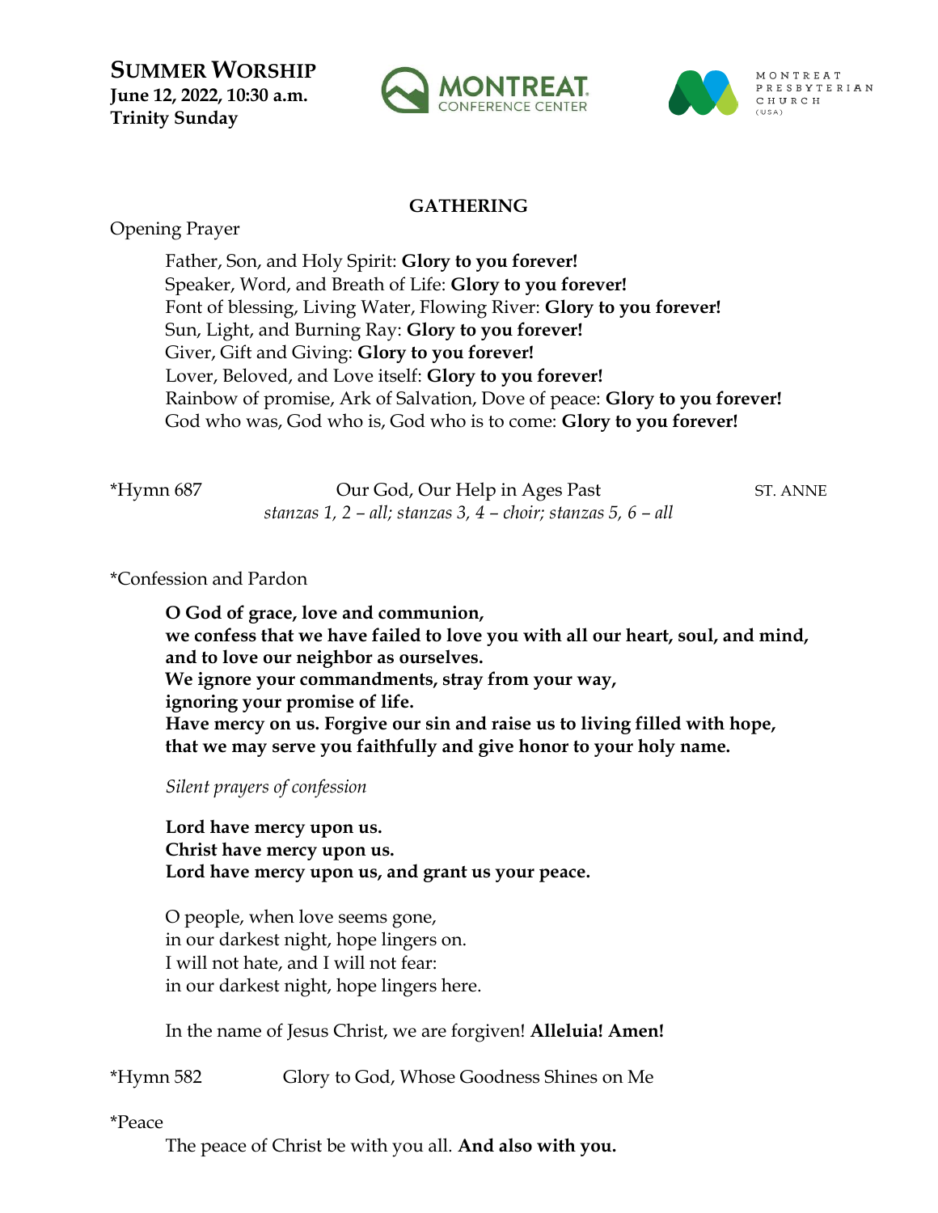**SUMMER WORSHIP**
**June 12, 2022, 10:30 a.m.**
**Trinity Sunday**

MONTREAT CONFERENCE CENTER

MONTREAT PRESBYTERIAN CHURCH (USA)

## GATHERING

Opening Prayer

> Father, Son, and Holy Spirit: **Glory to you forever!**
> Speaker, Word, and Breath of Life: **Glory to you forever!**
> Font of blessing, Living Water, Flowing River: **Glory to you forever!**
> Sun, Light, and Burning Ray: **Glory to you forever!**
> Giver, Gift and Giving: **Glory to you forever!**
> Lover, Beloved, and Love itself: **Glory to you forever!**
> Rainbow of promise, Ark of Salvation, Dove of peace: **Glory to you forever!**
> God who was, God who is, God who is to come: **Glory to you forever!**

*Hymn 687 — Our God, Our Help in Ages Past — ST. ANNE
*stanzas 1, 2 – all; stanzas 3, 4 – choir; stanzas 5, 6 – all*

*Confession and Pardon

> **O God of grace, love and communion,**
> **we confess that we have failed to love you with all our heart, soul, and mind,**
> **and to love our neighbor as ourselves.**
> **We ignore your commandments, stray from your way,**
> **ignoring your promise of life.**
> **Have mercy on us. Forgive our sin and raise us to living filled with hope,**
> **that we may serve you faithfully and give honor to your holy name.**
>
> *Silent prayers of confession*
>
> **Lord have mercy upon us.**
> **Christ have mercy upon us.**
> **Lord have mercy upon us, and grant us your peace.**
>
> O people, when love seems gone,
> in our darkest night, hope lingers on.
> I will not hate, and I will not fear:
> in our darkest night, hope lingers here.
>
> In the name of Jesus Christ, we are forgiven! **Alleluia! Amen!**

*Hymn 582 — Glory to God, Whose Goodness Shines on Me

*Peace

> The peace of Christ be with you all. **And also with you.**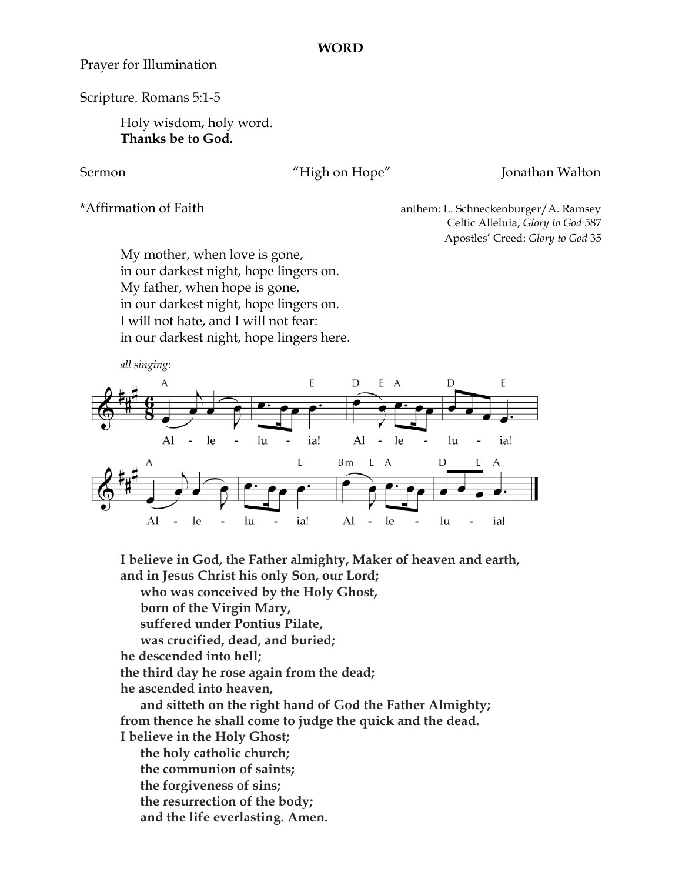**WORD**

Prayer for Illumination

Scripture. Romans 5:1-5

> Holy wisdom, holy word.
> **Thanks be to God.**

Sermon "High on Hope" Jonathan Walton

*Affirmation of Faith

anthem: L. Schneckenburger/A. Ramsey
Celtic Alleluia, *Glory to God* 587
Apostles' Creed: *Glory to God* 35

> My mother, when love is gone,
> in our darkest night, hope lingers on.
> My father, when hope is gone,
> in our darkest night, hope lingers on.
> I will not hate, and I will not fear:
> in our darkest night, hope lingers here.

*all singing:*

Alleluia! Alleluia!
Alleluia! Alleluia!

**I believe in God, the Father almighty, Maker of heaven and earth,**
**and in Jesus Christ his only Son, our Lord;**
**who was conceived by the Holy Ghost,**
**born of the Virgin Mary,**
**suffered under Pontius Pilate,**
**was crucified, dead, and buried;**
**he descended into hell;**
**the third day he rose again from the dead;**
**he ascended into heaven,**
**and sitteth on the right hand of God the Father Almighty;**
**from thence he shall come to judge the quick and the dead.**
**I believe in the Holy Ghost;**
**the holy catholic church;**
**the communion of saints;**
**the forgiveness of sins;**
**the resurrection of the body;**
**and the life everlasting. Amen.**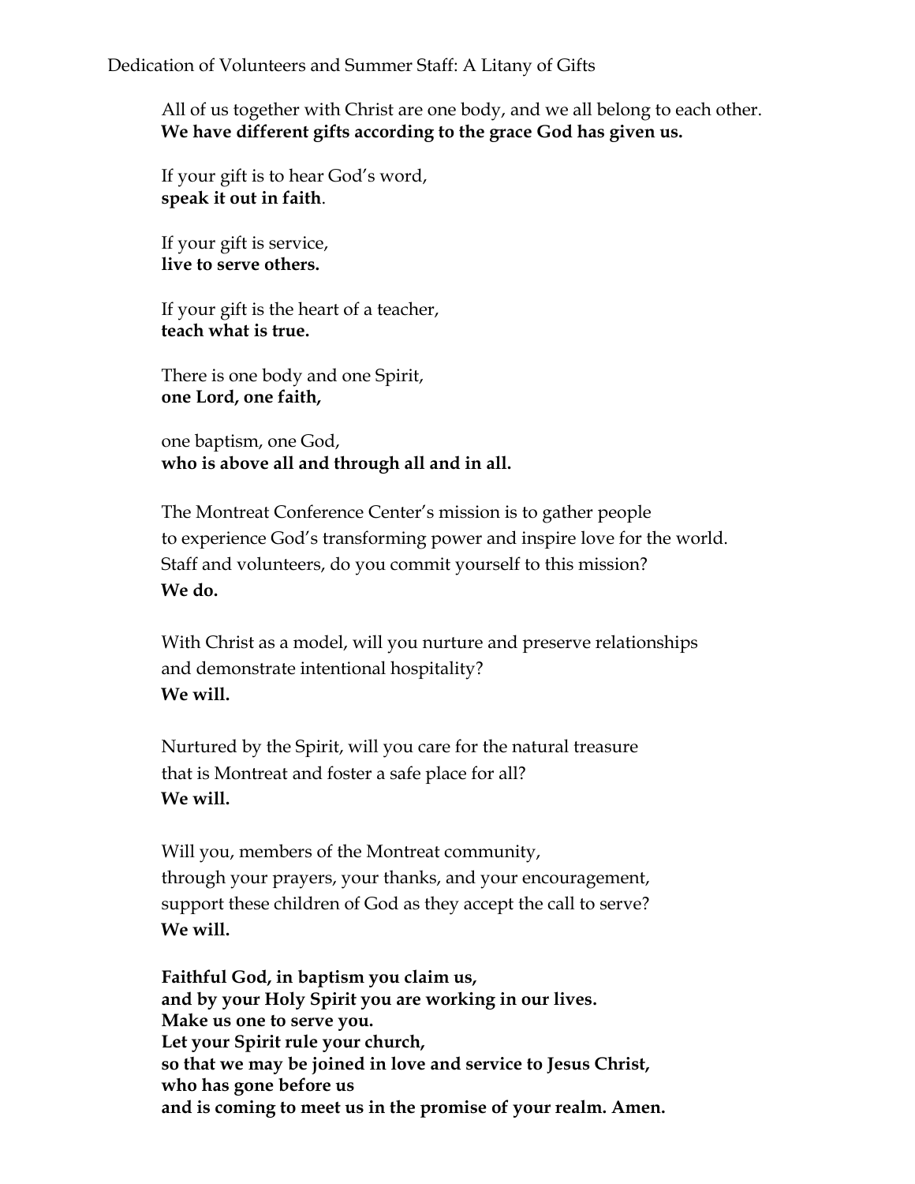Dedication of Volunteers and Summer Staff: A Litany of Gifts

All of us together with Christ are one body, and we all belong to each other.
**We have different gifts according to the grace God has given us.**

If your gift is to hear God's word,
**speak it out in faith**.

If your gift is service,
**live to serve others.**

If your gift is the heart of a teacher,
**teach what is true.**

There is one body and one Spirit,
**one Lord, one faith,**

one baptism, one God,
**who is above all and through all and in all.**

The Montreat Conference Center's mission is to gather people
to experience God's transforming power and inspire love for the world.
Staff and volunteers, do you commit yourself to this mission?
**We do.**

With Christ as a model, will you nurture and preserve relationships
and demonstrate intentional hospitality?
**We will.**

Nurtured by the Spirit, will you care for the natural treasure
that is Montreat and foster a safe place for all?
**We will.**

Will you, members of the Montreat community,
through your prayers, your thanks, and your encouragement,
support these children of God as they accept the call to serve?
**We will.**

**Faithful God, in baptism you claim us,**
**and by your Holy Spirit you are working in our lives.**
**Make us one to serve you.**
**Let your Spirit rule your church,**
**so that we may be joined in love and service to Jesus Christ,**
**who has gone before us**
**and is coming to meet us in the promise of your realm. Amen.**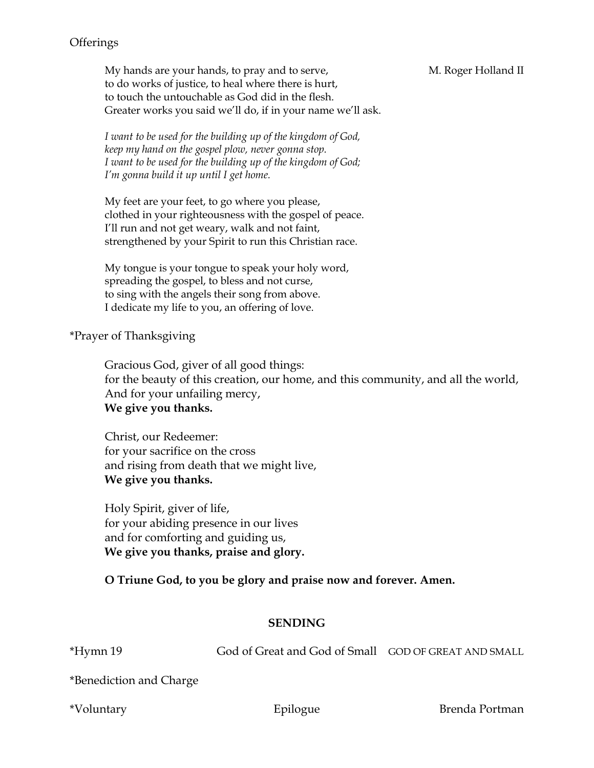Offerings

My hands are your hands, to pray and to serve, — M. Roger Holland II
to do works of justice, to heal where there is hurt,
to touch the untouchable as God did in the flesh.
Greater works you said we'll do, if in your name we'll ask.

*I want to be used for the building up of the kingdom of God,*
*keep my hand on the gospel plow, never gonna stop.*
*I want to be used for the building up of the kingdom of God;*
*I'm gonna build it up until I get home.*

My feet are your feet, to go where you please,
clothed in your righteousness with the gospel of peace.
I'll run and not get weary, walk and not faint,
strengthened by your Spirit to run this Christian race.

My tongue is your tongue to speak your holy word,
spreading the gospel, to bless and not curse,
to sing with the angels their song from above.
I dedicate my life to you, an offering of love.

*Prayer of Thanksgiving

Gracious God, giver of all good things:
for the beauty of this creation, our home, and this community, and all the world,
And for your unfailing mercy,
**We give you thanks.**

Christ, our Redeemer:
for your sacrifice on the cross
and rising from death that we might live,
**We give you thanks.**

Holy Spirit, giver of life,
for your abiding presence in our lives
and for comforting and guiding us,
**We give you thanks, praise and glory.**

**O Triune God, to you be glory and praise now and forever. Amen.**

## SENDING

*Hymn 19 — God of Great and God of Small — GOD OF GREAT AND SMALL

*Benediction and Charge

*Voluntary — Epilogue — Brenda Portman